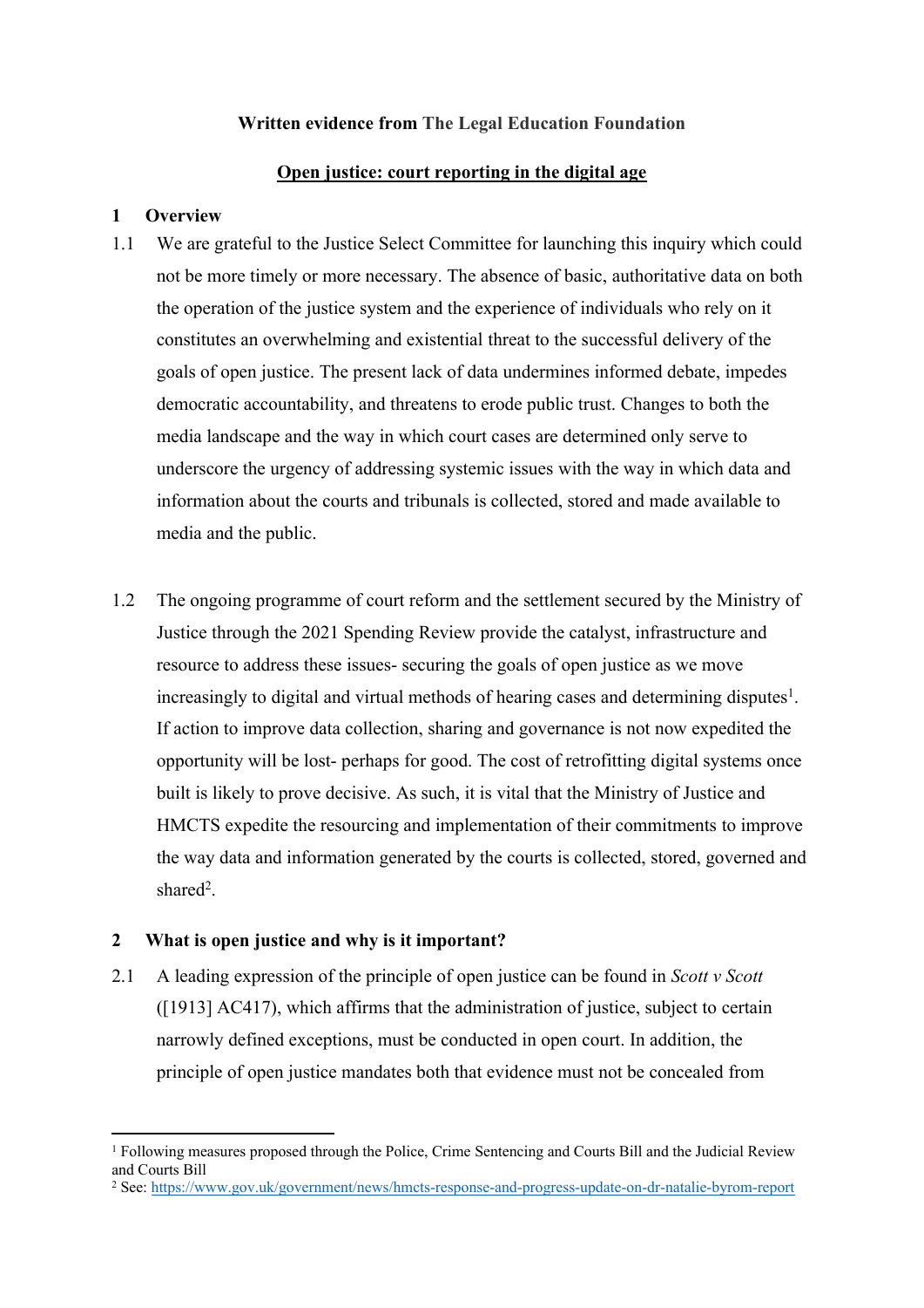**Written evidence from The Legal Education Foundation**

**Open justice: court reporting in the digital age**

## 1 Overview

1.1 We are grateful to the Justice Select Committee for launching this inquiry which could not be more timely or more necessary. The absence of basic, authoritative data on both the operation of the justice system and the experience of individuals who rely on it constitutes an overwhelming and existential threat to the successful delivery of the goals of open justice. The present lack of data undermines informed debate, impedes democratic accountability, and threatens to erode public trust. Changes to both the media landscape and the way in which court cases are determined only serve to underscore the urgency of addressing systemic issues with the way in which data and information about the courts and tribunals is collected, stored and made available to media and the public.

1.2 The ongoing programme of court reform and the settlement secured by the Ministry of Justice through the 2021 Spending Review provide the catalyst, infrastructure and resource to address these issues- securing the goals of open justice as we move increasingly to digital and virtual methods of hearing cases and determining disputes[1]. If action to improve data collection, sharing and governance is not now expedited the opportunity will be lost- perhaps for good. The cost of retrofitting digital systems once built is likely to prove decisive. As such, it is vital that the Ministry of Justice and HMCTS expedite the resourcing and implementation of their commitments to improve the way data and information generated by the courts is collected, stored, governed and shared[2].

## 2 What is open justice and why is it important?

2.1 A leading expression of the principle of open justice can be found in *Scott v Scott* ([1913] AC417), which affirms that the administration of justice, subject to certain narrowly defined exceptions, must be conducted in open court. In addition, the principle of open justice mandates both that evidence must not be concealed from

---

[1] Following measures proposed through the Police, Crime Sentencing and Courts Bill and the Judicial Review and Courts Bill

[2] See: https://www.gov.uk/government/news/hmcts-response-and-progress-update-on-dr-natalie-byrom-report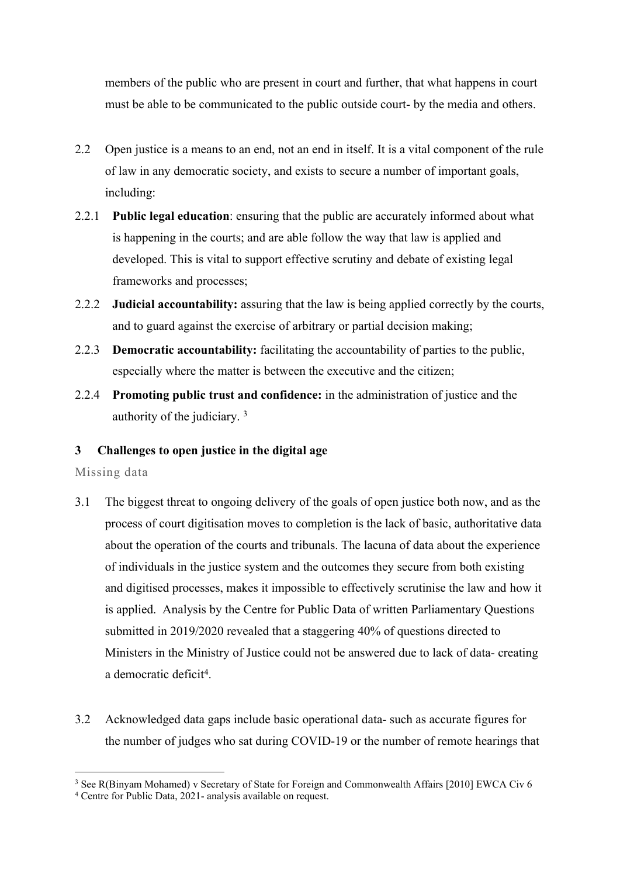members of the public who are present in court and further, that what happens in court must be able to be communicated to the public outside court- by the media and others.

2.2 Open justice is a means to an end, not an end in itself. It is a vital component of the rule of law in any democratic society, and exists to secure a number of important goals, including:

2.2.1 **Public legal education**: ensuring that the public are accurately informed about what is happening in the courts; and are able follow the way that law is applied and developed. This is vital to support effective scrutiny and debate of existing legal frameworks and processes;

2.2.2 **Judicial accountability:** assuring that the law is being applied correctly by the courts, and to guard against the exercise of arbitrary or partial decision making;

2.2.3 **Democratic accountability:** facilitating the accountability of parties to the public, especially where the matter is between the executive and the citizen;

2.2.4 **Promoting public trust and confidence:** in the administration of justice and the authority of the judiciary. [3]

## 3 Challenges to open justice in the digital age

### Missing data

3.1 The biggest threat to ongoing delivery of the goals of open justice both now, and as the process of court digitisation moves to completion is the lack of basic, authoritative data about the operation of the courts and tribunals. The lacuna of data about the experience of individuals in the justice system and the outcomes they secure from both existing and digitised processes, makes it impossible to effectively scrutinise the law and how it is applied. Analysis by the Centre for Public Data of written Parliamentary Questions submitted in 2019/2020 revealed that a staggering 40% of questions directed to Ministers in the Ministry of Justice could not be answered due to lack of data- creating a democratic deficit[4].

3.2 Acknowledged data gaps include basic operational data- such as accurate figures for the number of judges who sat during COVID-19 or the number of remote hearings that

---

[3] See R(Binyam Mohamed) v Secretary of State for Foreign and Commonwealth Affairs [2010] EWCA Civ 6

[4] Centre for Public Data, 2021- analysis available on request.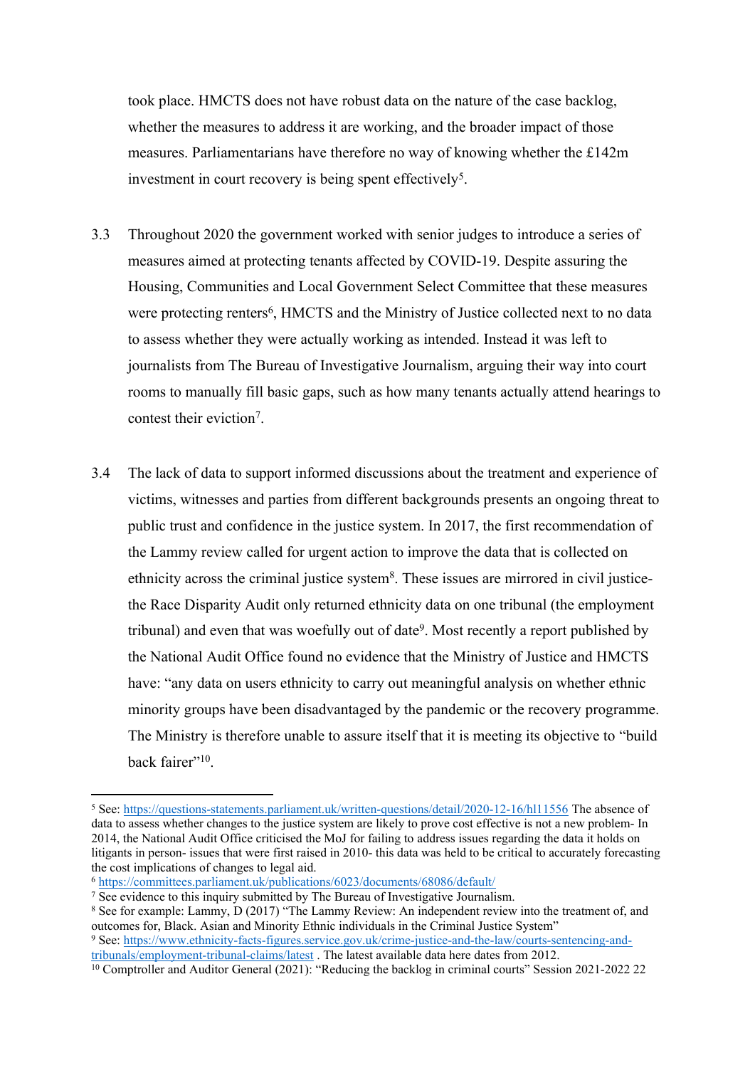took place. HMCTS does not have robust data on the nature of the case backlog, whether the measures to address it are working, and the broader impact of those measures. Parliamentarians have therefore no way of knowing whether the £142m investment in court recovery is being spent effectively[5].

3.3 Throughout 2020 the government worked with senior judges to introduce a series of measures aimed at protecting tenants affected by COVID-19. Despite assuring the Housing, Communities and Local Government Select Committee that these measures were protecting renters[6], HMCTS and the Ministry of Justice collected next to no data to assess whether they were actually working as intended. Instead it was left to journalists from The Bureau of Investigative Journalism, arguing their way into court rooms to manually fill basic gaps, such as how many tenants actually attend hearings to contest their eviction[7].

3.4 The lack of data to support informed discussions about the treatment and experience of victims, witnesses and parties from different backgrounds presents an ongoing threat to public trust and confidence in the justice system. In 2017, the first recommendation of the Lammy review called for urgent action to improve the data that is collected on ethnicity across the criminal justice system[8]. These issues are mirrored in civil justice- the Race Disparity Audit only returned ethnicity data on one tribunal (the employment tribunal) and even that was woefully out of date[9]. Most recently a report published by the National Audit Office found no evidence that the Ministry of Justice and HMCTS have: "any data on users ethnicity to carry out meaningful analysis on whether ethnic minority groups have been disadvantaged by the pandemic or the recovery programme. The Ministry is therefore unable to assure itself that it is meeting its objective to "build back fairer"[10].

---

[5] See: https://questions-statements.parliament.uk/written-questions/detail/2020-12-16/hl11556 The absence of data to assess whether changes to the justice system are likely to prove cost effective is not a new problem- In 2014, the National Audit Office criticised the MoJ for failing to address issues regarding the data it holds on litigants in person- issues that were first raised in 2010- this data was held to be critical to accurately forecasting the cost implications of changes to legal aid.

[6] https://committees.parliament.uk/publications/6023/documents/68086/default/

[7] See evidence to this inquiry submitted by The Bureau of Investigative Journalism.

[8] See for example: Lammy, D (2017) "The Lammy Review: An independent review into the treatment of, and outcomes for, Black. Asian and Minority Ethnic individuals in the Criminal Justice System"

[9] See: https://www.ethnicity-facts-figures.service.gov.uk/crime-justice-and-the-law/courts-sentencing-and-tribunals/employment-tribunal-claims/latest . The latest available data here dates from 2012.

[10] Comptroller and Auditor General (2021): "Reducing the backlog in criminal courts" Session 2021-2022 22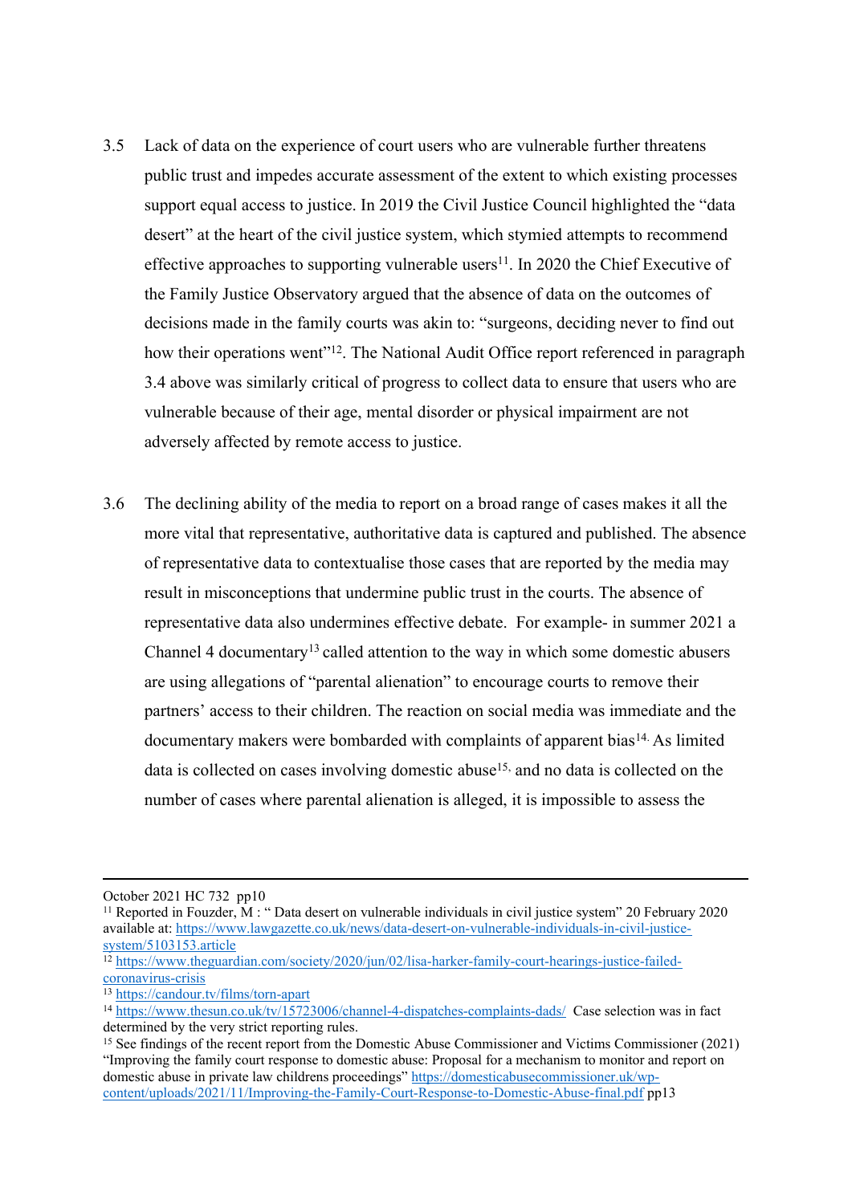3.5 Lack of data on the experience of court users who are vulnerable further threatens public trust and impedes accurate assessment of the extent to which existing processes support equal access to justice. In 2019 the Civil Justice Council highlighted the "data desert" at the heart of the civil justice system, which stymied attempts to recommend effective approaches to supporting vulnerable users[11]. In 2020 the Chief Executive of the Family Justice Observatory argued that the absence of data on the outcomes of decisions made in the family courts was akin to: "surgeons, deciding never to find out how their operations went"[12]. The National Audit Office report referenced in paragraph 3.4 above was similarly critical of progress to collect data to ensure that users who are vulnerable because of their age, mental disorder or physical impairment are not adversely affected by remote access to justice.

3.6 The declining ability of the media to report on a broad range of cases makes it all the more vital that representative, authoritative data is captured and published. The absence of representative data to contextualise those cases that are reported by the media may result in misconceptions that undermine public trust in the courts. The absence of representative data also undermines effective debate. For example- in summer 2021 a Channel 4 documentary[13] called attention to the way in which some domestic abusers are using allegations of "parental alienation" to encourage courts to remove their partners' access to their children. The reaction on social media was immediate and the documentary makers were bombarded with complaints of apparent bias[14]. As limited data is collected on cases involving domestic abuse[15], and no data is collected on the number of cases where parental alienation is alleged, it is impossible to assess the

---

October 2021 HC 732 pp10

[11] Reported in Fouzder, M : " Data desert on vulnerable individuals in civil justice system" 20 February 2020 available at: https://www.lawgazette.co.uk/news/data-desert-on-vulnerable-individuals-in-civil-justice-system/5103153.article

[12] https://www.theguardian.com/society/2020/jun/02/lisa-harker-family-court-hearings-justice-failed-coronavirus-crisis

[13] https://candour.tv/films/torn-apart

[14] https://www.thesun.co.uk/tv/15723006/channel-4-dispatches-complaints-dads/ Case selection was in fact determined by the very strict reporting rules.

[15] See findings of the recent report from the Domestic Abuse Commissioner and Victims Commissioner (2021) "Improving the family court response to domestic abuse: Proposal for a mechanism to monitor and report on domestic abuse in private law childrens proceedings" https://domesticabusecommissioner.uk/wp-content/uploads/2021/11/Improving-the-Family-Court-Response-to-Domestic-Abuse-final.pdf pp13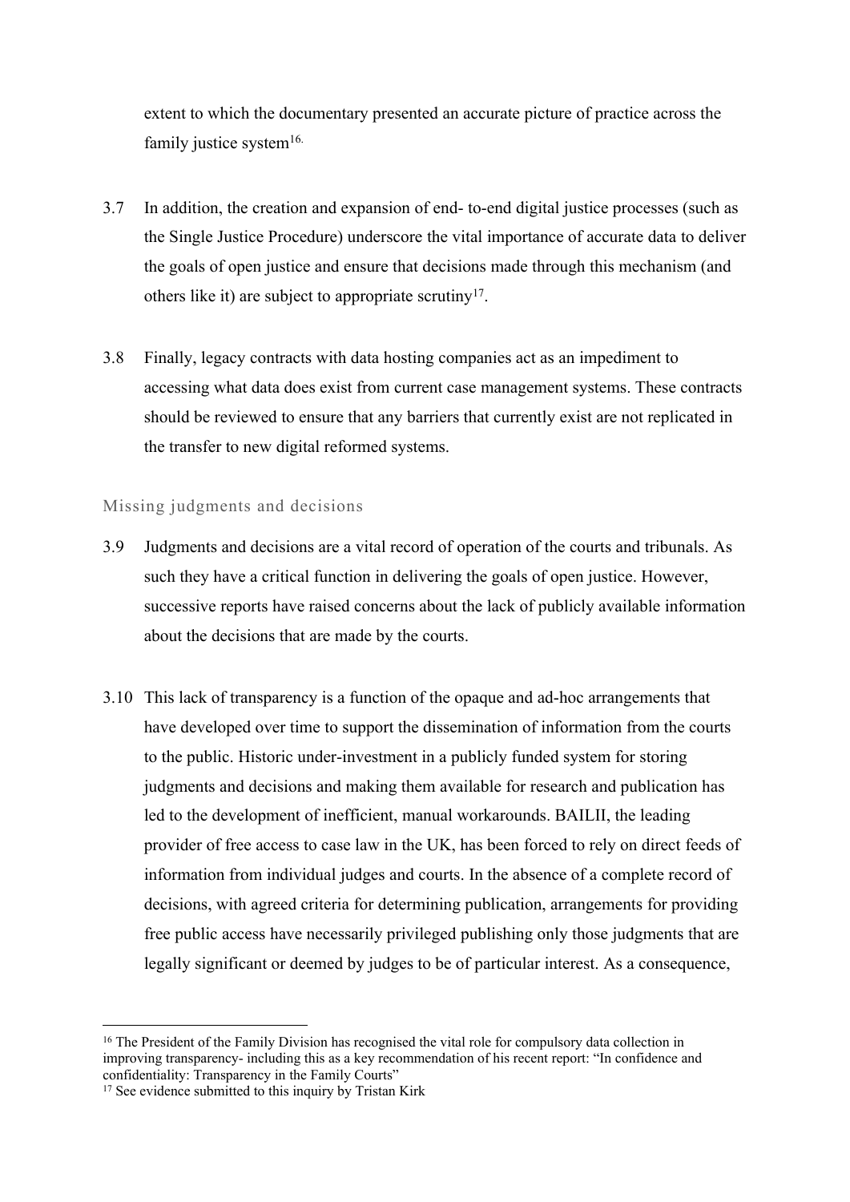extent to which the documentary presented an accurate picture of practice across the family justice system[16].

3.7 In addition, the creation and expansion of end- to-end digital justice processes (such as the Single Justice Procedure) underscore the vital importance of accurate data to deliver the goals of open justice and ensure that decisions made through this mechanism (and others like it) are subject to appropriate scrutiny[17].

3.8 Finally, legacy contracts with data hosting companies act as an impediment to accessing what data does exist from current case management systems. These contracts should be reviewed to ensure that any barriers that currently exist are not replicated in the transfer to new digital reformed systems.

### Missing judgments and decisions

3.9 Judgments and decisions are a vital record of operation of the courts and tribunals. As such they have a critical function in delivering the goals of open justice. However, successive reports have raised concerns about the lack of publicly available information about the decisions that are made by the courts.

3.10 This lack of transparency is a function of the opaque and ad-hoc arrangements that have developed over time to support the dissemination of information from the courts to the public. Historic under-investment in a publicly funded system for storing judgments and decisions and making them available for research and publication has led to the development of inefficient, manual workarounds. BAILII, the leading provider of free access to case law in the UK, has been forced to rely on direct feeds of information from individual judges and courts. In the absence of a complete record of decisions, with agreed criteria for determining publication, arrangements for providing free public access have necessarily privileged publishing only those judgments that are legally significant or deemed by judges to be of particular interest. As a consequence,

---

[16] The President of the Family Division has recognised the vital role for compulsory data collection in improving transparency- including this as a key recommendation of his recent report: "In confidence and confidentiality: Transparency in the Family Courts"

[17] See evidence submitted to this inquiry by Tristan Kirk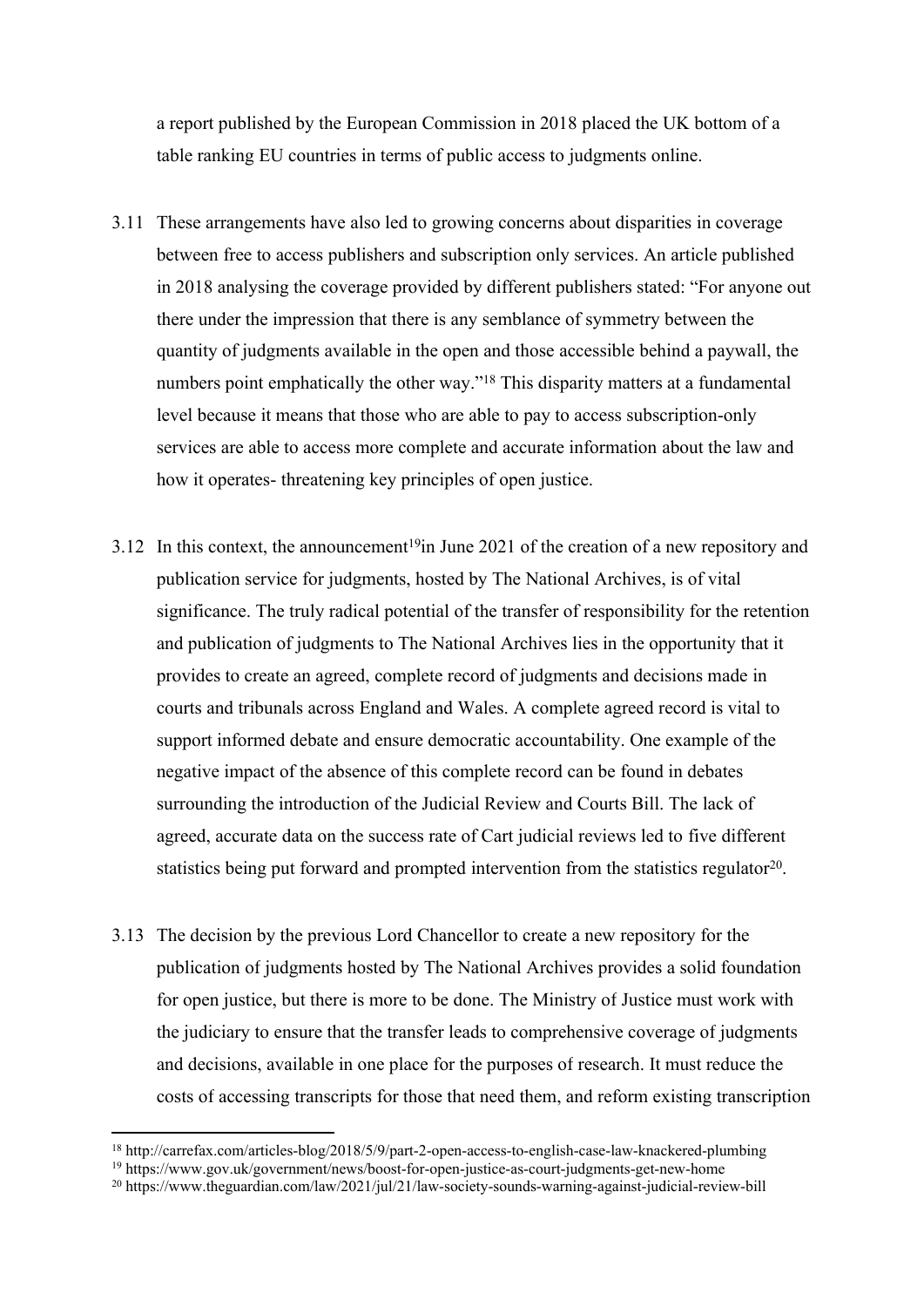a report published by the European Commission in 2018 placed the UK bottom of a table ranking EU countries in terms of public access to judgments online.

3.11 These arrangements have also led to growing concerns about disparities in coverage between free to access publishers and subscription only services. An article published in 2018 analysing the coverage provided by different publishers stated: "For anyone out there under the impression that there is any semblance of symmetry between the quantity of judgments available in the open and those accessible behind a paywall, the numbers point emphatically the other way."[18] This disparity matters at a fundamental level because it means that those who are able to pay to access subscription-only services are able to access more complete and accurate information about the law and how it operates- threatening key principles of open justice.

3.12 In this context, the announcement[19]in June 2021 of the creation of a new repository and publication service for judgments, hosted by The National Archives, is of vital significance. The truly radical potential of the transfer of responsibility for the retention and publication of judgments to The National Archives lies in the opportunity that it provides to create an agreed, complete record of judgments and decisions made in courts and tribunals across England and Wales. A complete agreed record is vital to support informed debate and ensure democratic accountability. One example of the negative impact of the absence of this complete record can be found in debates surrounding the introduction of the Judicial Review and Courts Bill. The lack of agreed, accurate data on the success rate of Cart judicial reviews led to five different statistics being put forward and prompted intervention from the statistics regulator[20].

3.13 The decision by the previous Lord Chancellor to create a new repository for the publication of judgments hosted by The National Archives provides a solid foundation for open justice, but there is more to be done. The Ministry of Justice must work with the judiciary to ensure that the transfer leads to comprehensive coverage of judgments and decisions, available in one place for the purposes of research. It must reduce the costs of accessing transcripts for those that need them, and reform existing transcription

---

[18] http://carrefax.com/articles-blog/2018/5/9/part-2-open-access-to-english-case-law-knackered-plumbing

[19] https://www.gov.uk/government/news/boost-for-open-justice-as-court-judgments-get-new-home

[20] https://www.theguardian.com/law/2021/jul/21/law-society-sounds-warning-against-judicial-review-bill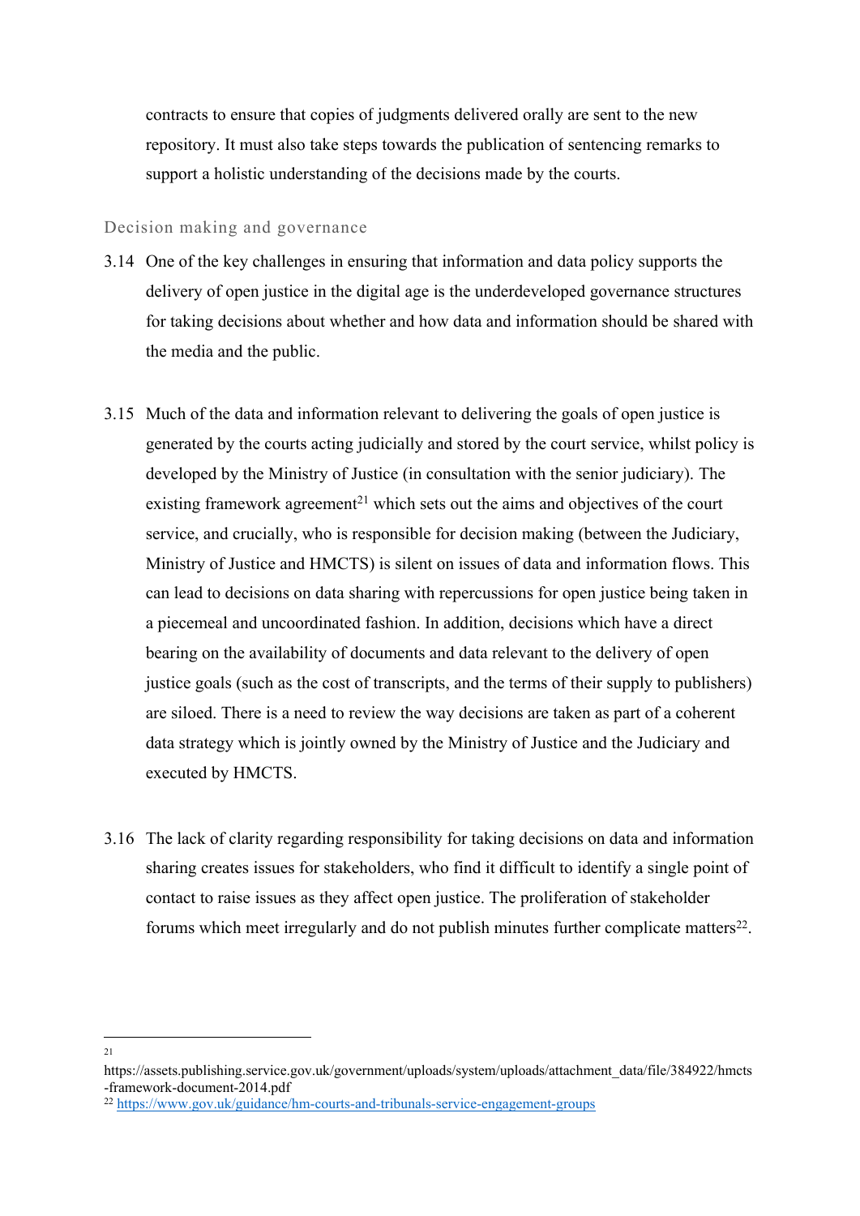contracts to ensure that copies of judgments delivered orally are sent to the new repository. It must also take steps towards the publication of sentencing remarks to support a holistic understanding of the decisions made by the courts.

### Decision making and governance

3.14 One of the key challenges in ensuring that information and data policy supports the delivery of open justice in the digital age is the underdeveloped governance structures for taking decisions about whether and how data and information should be shared with the media and the public.

3.15 Much of the data and information relevant to delivering the goals of open justice is generated by the courts acting judicially and stored by the court service, whilst policy is developed by the Ministry of Justice (in consultation with the senior judiciary). The existing framework agreement[21] which sets out the aims and objectives of the court service, and crucially, who is responsible for decision making (between the Judiciary, Ministry of Justice and HMCTS) is silent on issues of data and information flows. This can lead to decisions on data sharing with repercussions for open justice being taken in a piecemeal and uncoordinated fashion. In addition, decisions which have a direct bearing on the availability of documents and data relevant to the delivery of open justice goals (such as the cost of transcripts, and the terms of their supply to publishers) are siloed. There is a need to review the way decisions are taken as part of a coherent data strategy which is jointly owned by the Ministry of Justice and the Judiciary and executed by HMCTS.

3.16 The lack of clarity regarding responsibility for taking decisions on data and information sharing creates issues for stakeholders, who find it difficult to identify a single point of contact to raise issues as they affect open justice. The proliferation of stakeholder forums which meet irregularly and do not publish minutes further complicate matters[22].

---

[21] https://assets.publishing.service.gov.uk/government/uploads/system/uploads/attachment_data/file/384922/hmcts-framework-document-2014.pdf

[22] https://www.gov.uk/guidance/hm-courts-and-tribunals-service-engagement-groups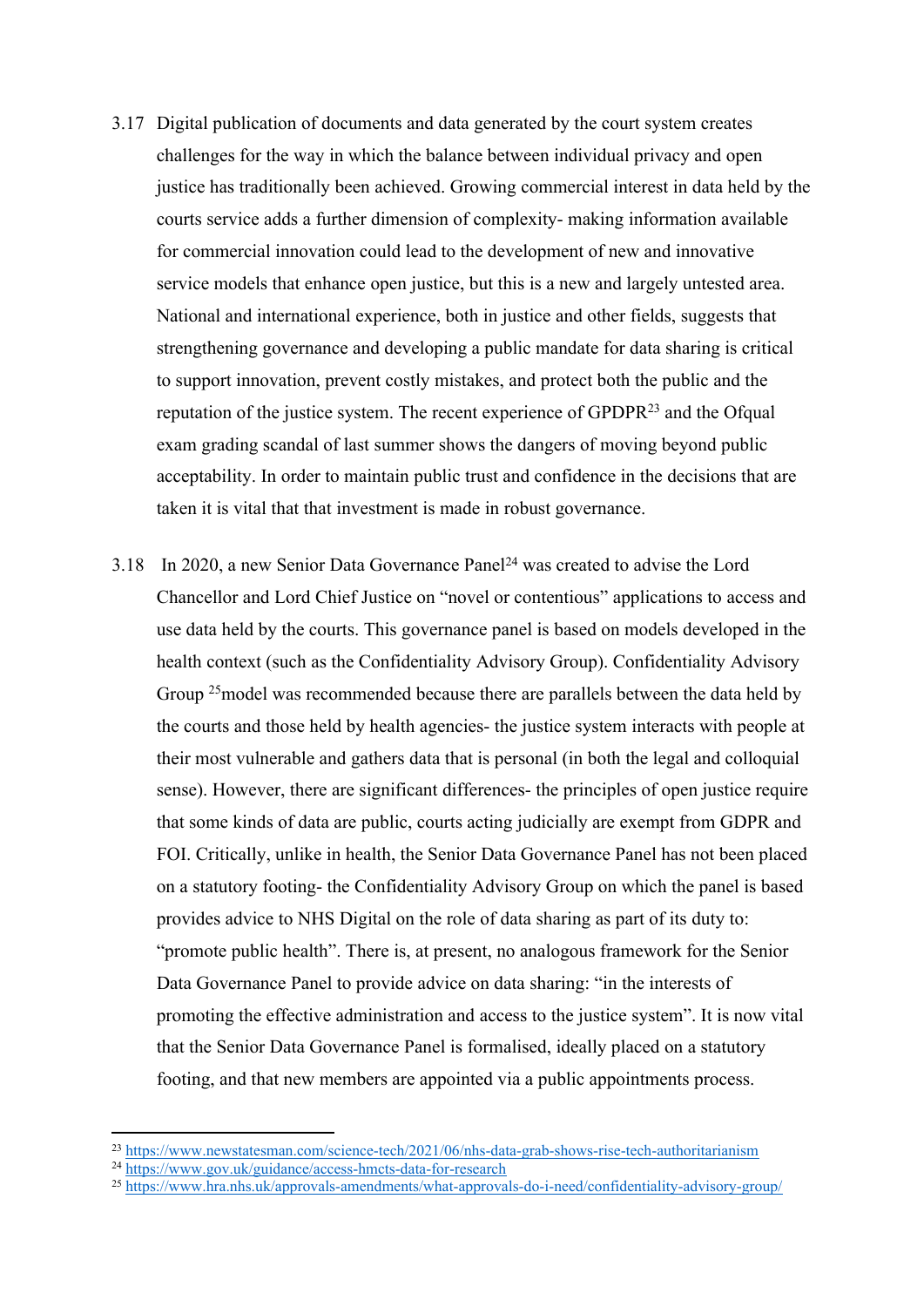3.17 Digital publication of documents and data generated by the court system creates challenges for the way in which the balance between individual privacy and open justice has traditionally been achieved. Growing commercial interest in data held by the courts service adds a further dimension of complexity- making information available for commercial innovation could lead to the development of new and innovative service models that enhance open justice, but this is a new and largely untested area. National and international experience, both in justice and other fields, suggests that strengthening governance and developing a public mandate for data sharing is critical to support innovation, prevent costly mistakes, and protect both the public and the reputation of the justice system. The recent experience of GPDPR[23] and the Ofqual exam grading scandal of last summer shows the dangers of moving beyond public acceptability. In order to maintain public trust and confidence in the decisions that are taken it is vital that that investment is made in robust governance.

3.18 In 2020, a new Senior Data Governance Panel[24] was created to advise the Lord Chancellor and Lord Chief Justice on "novel or contentious" applications to access and use data held by the courts. This governance panel is based on models developed in the health context (such as the Confidentiality Advisory Group). Confidentiality Advisory Group [25]model was recommended because there are parallels between the data held by the courts and those held by health agencies- the justice system interacts with people at their most vulnerable and gathers data that is personal (in both the legal and colloquial sense). However, there are significant differences- the principles of open justice require that some kinds of data are public, courts acting judicially are exempt from GDPR and FOI. Critically, unlike in health, the Senior Data Governance Panel has not been placed on a statutory footing- the Confidentiality Advisory Group on which the panel is based provides advice to NHS Digital on the role of data sharing as part of its duty to: "promote public health". There is, at present, no analogous framework for the Senior Data Governance Panel to provide advice on data sharing: "in the interests of promoting the effective administration and access to the justice system". It is now vital that the Senior Data Governance Panel is formalised, ideally placed on a statutory footing, and that new members are appointed via a public appointments process.

---

[23] https://www.newstatesman.com/science-tech/2021/06/nhs-data-grab-shows-rise-tech-authoritarianism

[24] https://www.gov.uk/guidance/access-hmcts-data-for-research

[25] https://www.hra.nhs.uk/approvals-amendments/what-approvals-do-i-need/confidentiality-advisory-group/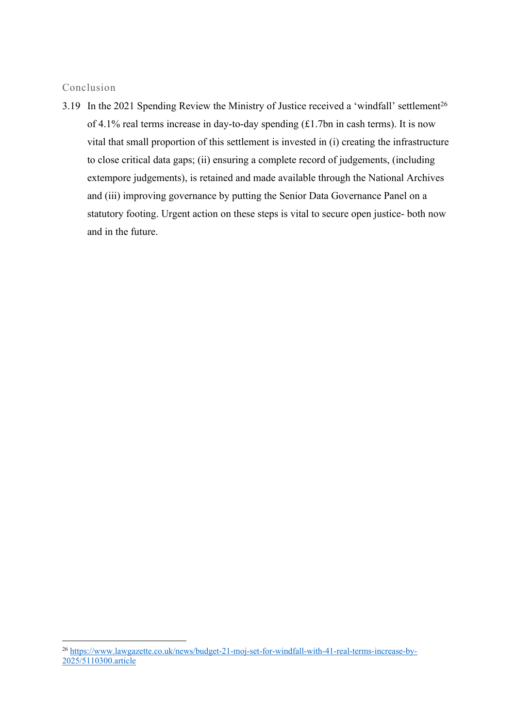## Conclusion

3.19 In the 2021 Spending Review the Ministry of Justice received a 'windfall' settlement[26] of 4.1% real terms increase in day-to-day spending (£1.7bn in cash terms). It is now vital that small proportion of this settlement is invested in (i) creating the infrastructure to close critical data gaps; (ii) ensuring a complete record of judgements, (including extempore judgements), is retained and made available through the National Archives and (iii) improving governance by putting the Senior Data Governance Panel on a statutory footing. Urgent action on these steps is vital to secure open justice- both now and in the future.

---

[26] https://www.lawgazette.co.uk/news/budget-21-moj-set-for-windfall-with-41-real-terms-increase-by-2025/5110300.article